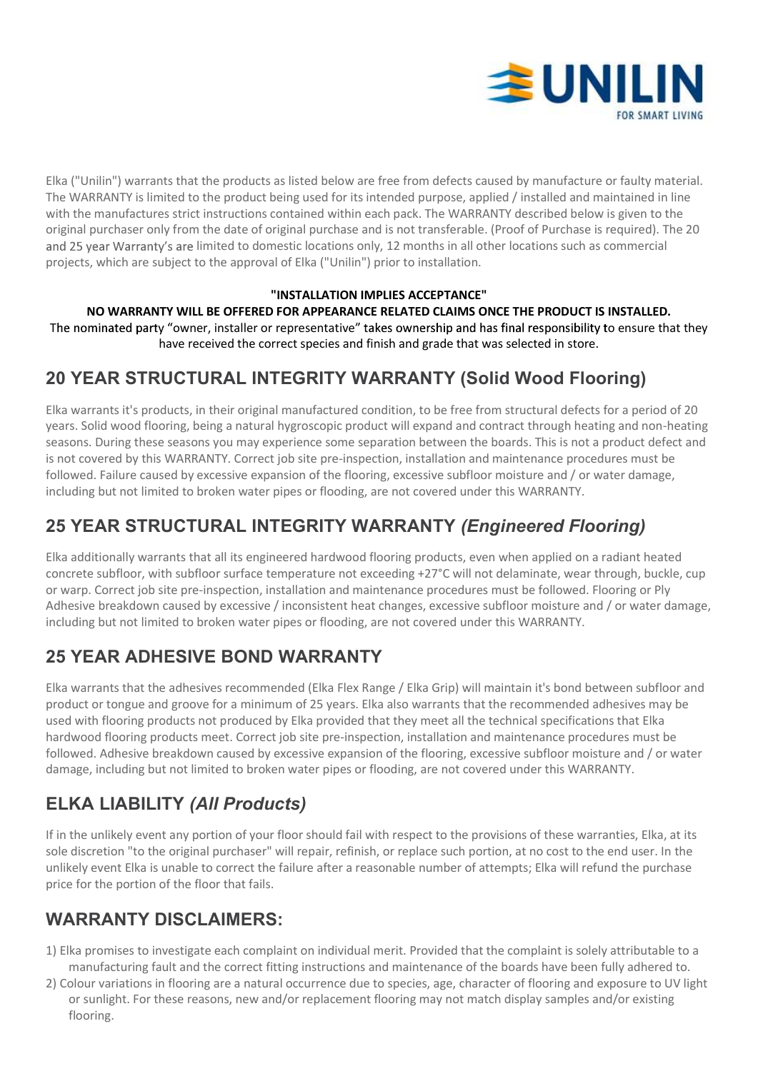Elka ("Unilin") warrants that the products as listed below are free from defects caused by manufacture or faulty material. The WARRANTY is limited to the product being used for its intended purpose, applied / installed and maintained in line with the manufactures strict instructions contained within each pack. The WARRANTY described below is given to the original purchaser only from the date of original purchase and is not transferable. (Proof of Purchase is required). The 20 and 25 year Warranty's are limited to domestic locations only, 12 months in all other locations such as commercial projects, which are subject to the approval of Elka ("Unilin") prior to installation.

**"INSTALLATION IMPLIES ACCEPTANCE"**

**NO WARRANTY WILL BE OFFERED FOR APPEARANCE RELATED CLAIMS ONCE THE PRODUCT IS INSTALLED.**

The nominated party "owner, installer or representative" takes ownership and has final responsibility to ensure that they have received the correct species and finish and grade that was selected in store.

## 20 YEAR STRUCTURAL INTEGRITY WARRANTY (Solid Wood Flooring)

Elka warrants it's products, in their original manufactured condition, to be free from structural defects for a period of 20 years. Solid wood flooring, being a natural hygroscopic product will expand and contract through heating and non-heating seasons. During these seasons you may experience some separation between the boards. This is not a product defect and is not covered by this WARRANTY. Correct job site pre-inspection, installation and maintenance procedures must be followed. Failure caused by excessive expansion of the flooring, excessive subfloor moisture and / or water damage, including but not limited to broken water pipes or flooding, are not covered under this WARRANTY.

## 25 YEAR STRUCTURAL INTEGRITY WARRANTY *(Engineered Flooring)*

Elka additionally warrants that all its engineered hardwood flooring products, even when applied on a radiant heated concrete subfloor, with subfloor surface temperature not exceeding +27°C will not delaminate, wear through, buckle, cup or warp. Correct job site pre-inspection, installation and maintenance procedures must be followed. Flooring or Ply Adhesive breakdown caused by excessive / inconsistent heat changes, excessive subfloor moisture and / or water damage, including but not limited to broken water pipes or flooding, are not covered under this WARRANTY.

## 25 YEAR ADHESIVE BOND WARRANTY

Elka warrants that the adhesives recommended (Elka Flex Range / Elka Grip) will maintain it's bond between subfloor and product or tongue and groove for a minimum of 25 years. Elka also warrants that the recommended adhesives may be used with flooring products not produced by Elka provided that they meet all the technical specifications that Elka hardwood flooring products meet. Correct job site pre-inspection, installation and maintenance procedures must be followed. Adhesive breakdown caused by excessive expansion of the flooring, excessive subfloor moisture and / or water damage, including but not limited to broken water pipes or flooding, are not covered under this WARRANTY.

## ELKA LIABILITY *(All Products)*

If in the unlikely event any portion of your floor should fail with respect to the provisions of these warranties, Elka, at its sole discretion "to the original purchaser" will repair, refinish, or replace such portion, at no cost to the end user. In the unlikely event Elka is unable to correct the failure after a reasonable number of attempts; Elka will refund the purchase price for the portion of the floor that fails.

## WARRANTY DISCLAIMERS:

1) Elka promises to investigate each complaint on individual merit. Provided that the complaint is solely attributable to a manufacturing fault and the correct fitting instructions and maintenance of the boards have been fully adhered to.
2) Colour variations in flooring are a natural occurrence due to species, age, character of flooring and exposure to UV light or sunlight. For these reasons, new and/or replacement flooring may not match display samples and/or existing flooring.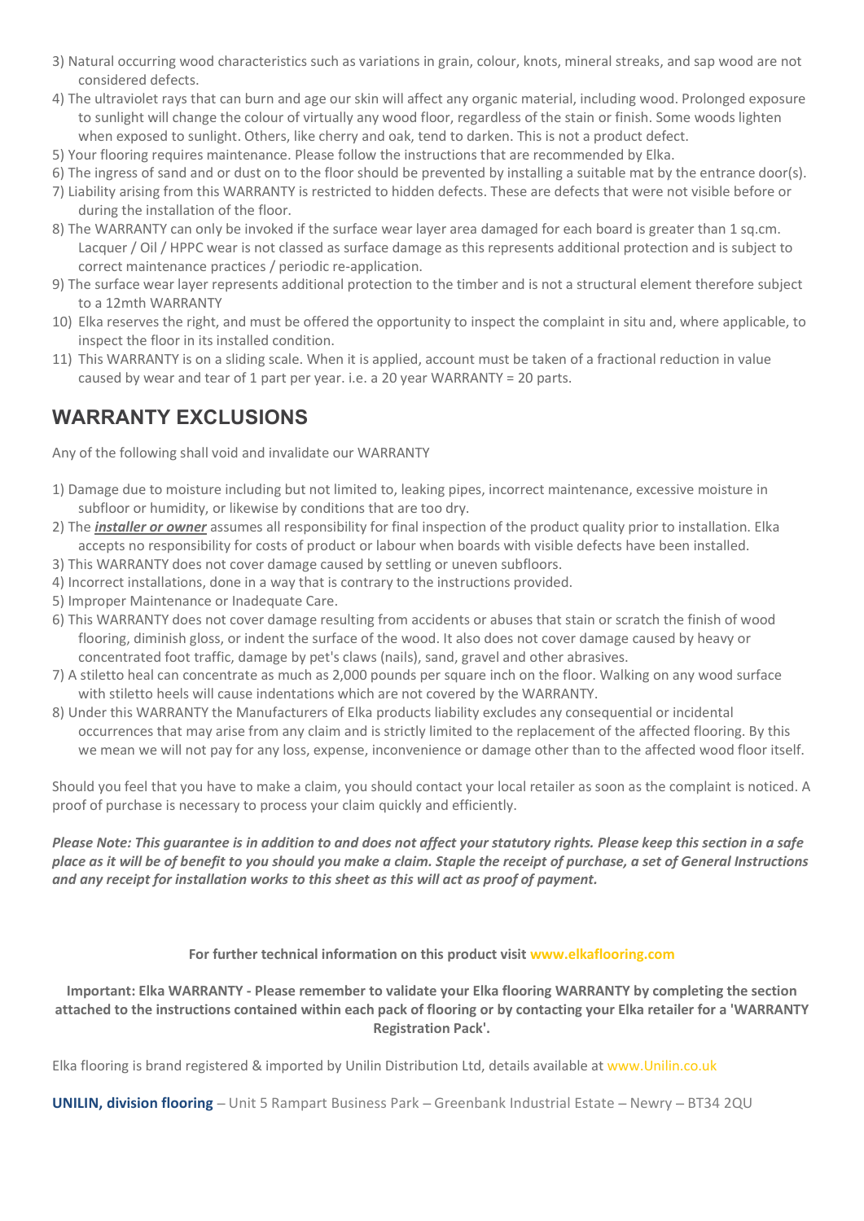3) Natural occurring wood characteristics such as variations in grain, colour, knots, mineral streaks, and sap wood are not considered defects.
4) The ultraviolet rays that can burn and age our skin will affect any organic material, including wood. Prolonged exposure to sunlight will change the colour of virtually any wood floor, regardless of the stain or finish. Some woods lighten when exposed to sunlight. Others, like cherry and oak, tend to darken. This is not a product defect.
5) Your flooring requires maintenance. Please follow the instructions that are recommended by Elka.
6) The ingress of sand and or dust on to the floor should be prevented by installing a suitable mat by the entrance door(s).
7) Liability arising from this WARRANTY is restricted to hidden defects. These are defects that were not visible before or during the installation of the floor.
8) The WARRANTY can only be invoked if the surface wear layer area damaged for each board is greater than 1 sq.cm. Lacquer / Oil / HPPC wear is not classed as surface damage as this represents additional protection and is subject to correct maintenance practices / periodic re-application.
9) The surface wear layer represents additional protection to the timber and is not a structural element therefore subject to a 12mth WARRANTY
10) Elka reserves the right, and must be offered the opportunity to inspect the complaint in situ and, where applicable, to inspect the floor in its installed condition.
11) This WARRANTY is on a sliding scale. When it is applied, account must be taken of a fractional reduction in value caused by wear and tear of 1 part per year. i.e. a 20 year WARRANTY = 20 parts.

## WARRANTY EXCLUSIONS

Any of the following shall void and invalidate our WARRANTY

1) Damage due to moisture including but not limited to, leaking pipes, incorrect maintenance, excessive moisture in subfloor or humidity, or likewise by conditions that are too dry.
2) The ***installer or owner*** assumes all responsibility for final inspection of the product quality prior to installation. Elka accepts no responsibility for costs of product or labour when boards with visible defects have been installed.
3) This WARRANTY does not cover damage caused by settling or uneven subfloors.
4) Incorrect installations, done in a way that is contrary to the instructions provided.
5) Improper Maintenance or Inadequate Care.
6) This WARRANTY does not cover damage resulting from accidents or abuses that stain or scratch the finish of wood flooring, diminish gloss, or indent the surface of the wood. It also does not cover damage caused by heavy or concentrated foot traffic, damage by pet's claws (nails), sand, gravel and other abrasives.
7) A stiletto heal can concentrate as much as 2,000 pounds per square inch on the floor. Walking on any wood surface with stiletto heels will cause indentations which are not covered by the WARRANTY.
8) Under this WARRANTY the Manufacturers of Elka products liability excludes any consequential or incidental occurrences that may arise from any claim and is strictly limited to the replacement of the affected flooring. By this we mean we will not pay for any loss, expense, inconvenience or damage other than to the affected wood floor itself.

Should you feel that you have to make a claim, you should contact your local retailer as soon as the complaint is noticed. A proof of purchase is necessary to process your claim quickly and efficiently.

***Please Note: This guarantee is in addition to and does not affect your statutory rights. Please keep this section in a safe place as it will be of benefit to you should you make a claim. Staple the receipt of purchase, a set of General Instructions and any receipt for installation works to this sheet as this will act as proof of payment.***

**For further technical information on this product visit www.elkaflooring.com**

**Important: Elka WARRANTY - Please remember to validate your Elka flooring WARRANTY by completing the section attached to the instructions contained within each pack of flooring or by contacting your Elka retailer for a 'WARRANTY Registration Pack'.**

Elka flooring is brand registered & imported by Unilin Distribution Ltd, details available at www.Unilin.co.uk

**UNILIN, division flooring** – Unit 5 Rampart Business Park – Greenbank Industrial Estate – Newry – BT34 2QU